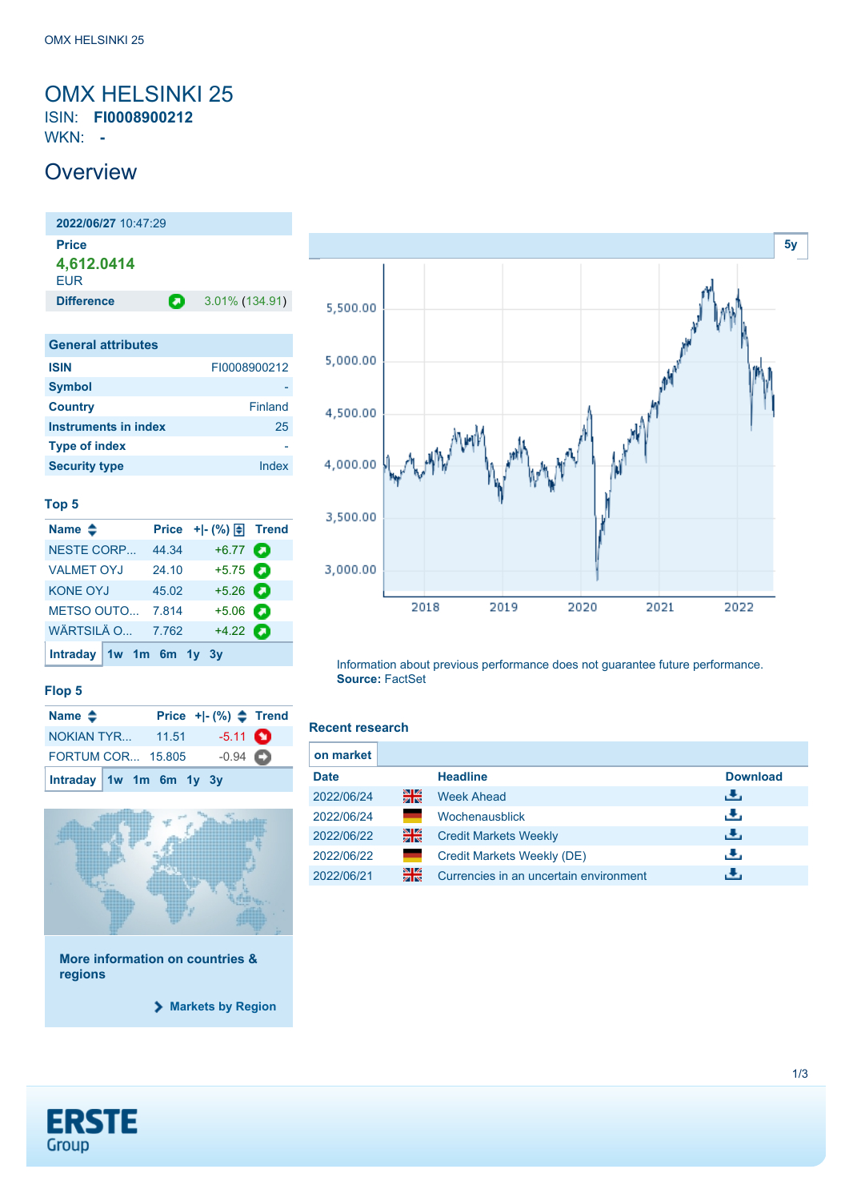# OMX HELSINKI 25

ISIN: **FI0008900212**

WKN: **-**

## Overview

**2022/06/27** 10:47:29

**Price**

**4,612.0414**

EUR

**Difference** 3.01% (134.91)

| General attributes | |
|---|---|
| **ISIN** | FI0008900212 |
| **Symbol** | - |
| **Country** | Finland |
| **Instruments in index** | 25 |
| **Type of index** | - |
| **Security type** | Index |

### Top 5

| Name | Price | +\|- (%) | Trend |
|---|---|---|---|
| NESTE CORP... | 44.34 | +6.77 | |
| VALMET OYJ | 24.10 | +5.75 | |
| KONE OYJ | 45.02 | +5.26 | |
| METSO OUTO... | 7.814 | +5.06 | |
| WÄRTSILÄ O... | 7.762 | +4.22 | |

Intraday 1w 1m 6m 1y 3y

### Flop 5

| Name | Price | +\|- (%) | Trend |
|---|---|---|---|
| NOKIAN TYR... | 11.51 | -5.11 | |
| FORTUM COR... | 15.805 | -0.94 | |

Intraday 1w 1m 6m 1y 3y

**More information on countries & regions**

Markets by Region

5y

Information about previous performance does not guarantee future performance.
**Source:** FactSet

### Recent research

on market

| Date | | Headline | Download |
|---|---|---|---|
| 2022/06/24 | | Week Ahead | |
| 2022/06/24 | | Wochenausblick | |
| 2022/06/22 | | Credit Markets Weekly | |
| 2022/06/22 | | Credit Markets Weekly (DE) | |
| 2022/06/21 | | Currencies in an uncertain environment | |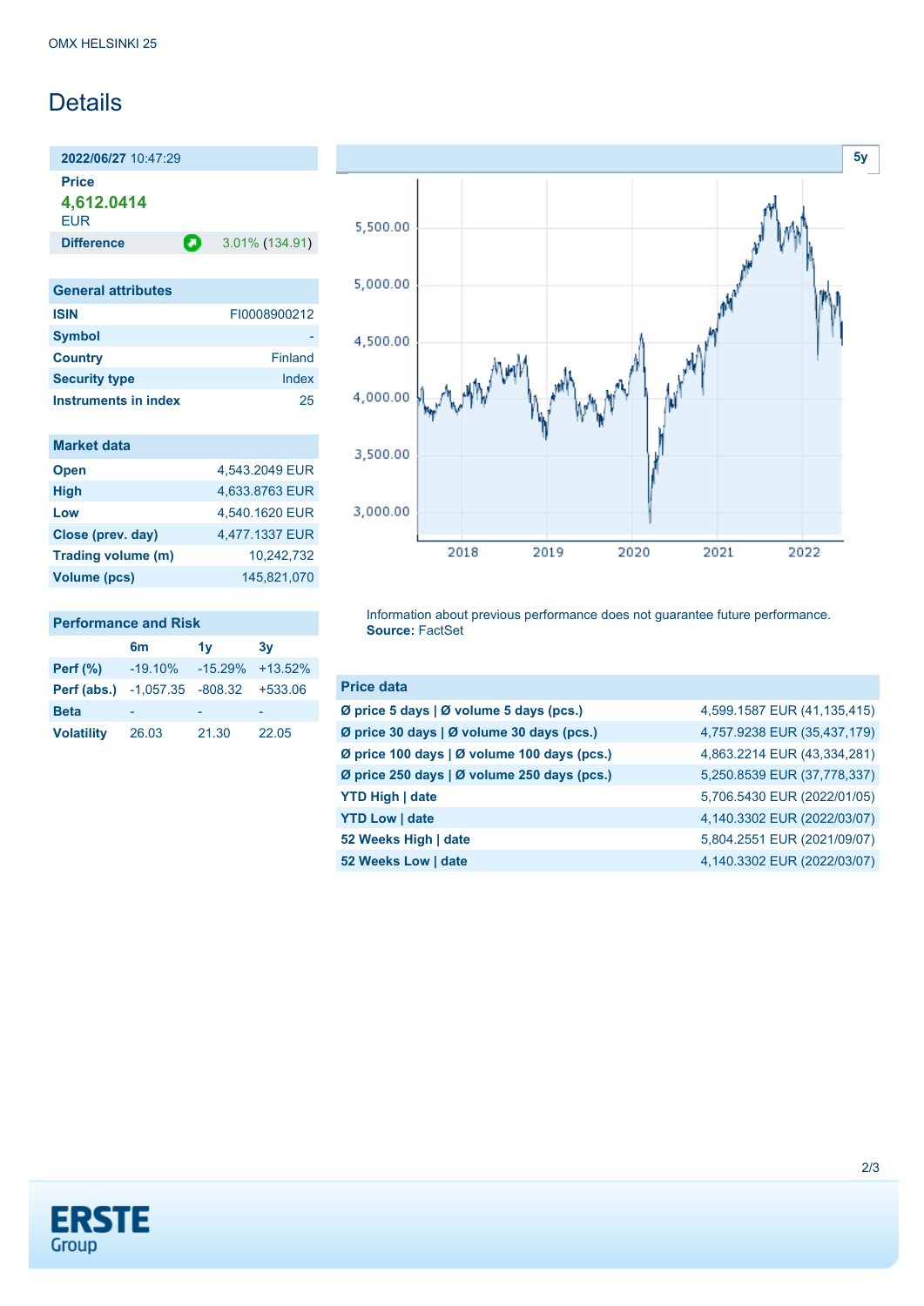OMX HELSINKI 25

# Details

**2022/06/27** 10:47:29

**Price**

**4,612.0414**

EUR

| **Difference** | 3.01% (134.91) |
|---|---|

| General attributes | |
|---|---|
| **ISIN** | FI0008900212 |
| **Symbol** | - |
| **Country** | Finland |
| **Security type** | Index |
| **Instruments in index** | 25 |

| Market data | |
|---|---|
| **Open** | 4,543.2049 EUR |
| **High** | 4,633.8763 EUR |
| **Low** | 4,540.1620 EUR |
| **Close (prev. day)** | 4,477.1337 EUR |
| **Trading volume (m)** | 10,242,732 |
| **Volume (pcs)** | 145,821,070 |

| Performance and Risk | 6m | 1y | 3y |
|---|---|---|---|
| **Perf (%)** | -19.10% | -15.29% | +13.52% |
| **Perf (abs.)** | -1,057.35 | -808.32 | +533.06 |
| **Beta** | - | - | - |
| **Volatility** | 26.03 | 21.30 | 22.05 |

Information about previous performance does not guarantee future performance.
**Source:** FactSet

| Price data | |
|---|---|
| **Ø price 5 days \| Ø volume 5 days (pcs.)** | 4,599.1587 EUR (41,135,415) |
| **Ø price 30 days \| Ø volume 30 days (pcs.)** | 4,757.9238 EUR (35,437,179) |
| **Ø price 100 days \| Ø volume 100 days (pcs.)** | 4,863.2214 EUR (43,334,281) |
| **Ø price 250 days \| Ø volume 250 days (pcs.)** | 5,250.8539 EUR (37,778,337) |
| **YTD High \| date** | 5,706.5430 EUR (2022/01/05) |
| **YTD Low \| date** | 4,140.3302 EUR (2022/03/07) |
| **52 Weeks High \| date** | 5,804.2551 EUR (2021/09/07) |
| **52 Weeks Low \| date** | 4,140.3302 EUR (2022/03/07) |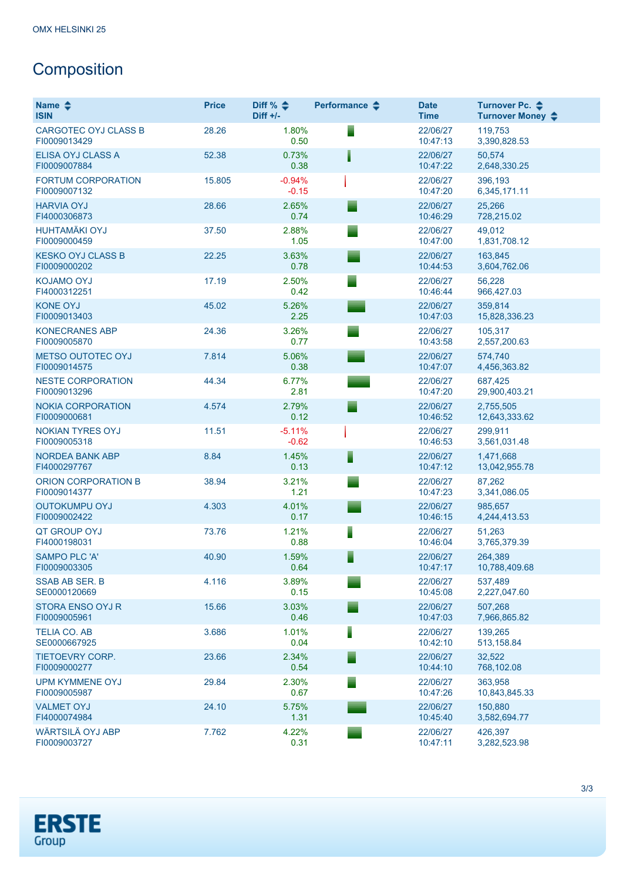OMX HELSINKI 25

# Composition

| Name<br>ISIN | Price | Diff %<br>Diff +/- | Performance | Date<br>Time | Turnover Pc.<br>Turnover Money |
|---|---|---|---|---|---|
| CARGOTEC OYJ CLASS B<br>FI0009013429 | 28.26 | 1.80%<br>0.50 | | 22/06/27<br>10:47:13 | 119,753<br>3,390,828.53 |
| ELISA OYJ CLASS A<br>FI0009007884 | 52.38 | 0.73%<br>0.38 | | 22/06/27<br>10:47:22 | 50,574<br>2,648,330.25 |
| FORTUM CORPORATION<br>FI0009007132 | 15.805 | -0.94%<br>-0.15 | | 22/06/27<br>10:47:20 | 396,193<br>6,345,171.11 |
| HARVIA OYJ<br>FI4000306873 | 28.66 | 2.65%<br>0.74 | | 22/06/27<br>10:46:29 | 25,266<br>728,215.02 |
| HUHTAMÄKI OYJ<br>FI0009000459 | 37.50 | 2.88%<br>1.05 | | 22/06/27<br>10:47:00 | 49,012<br>1,831,708.12 |
| KESKO OYJ CLASS B<br>FI0009000202 | 22.25 | 3.63%<br>0.78 | | 22/06/27<br>10:44:53 | 163,845<br>3,604,762.06 |
| KOJAMO OYJ<br>FI4000312251 | 17.19 | 2.50%<br>0.42 | | 22/06/27<br>10:46:44 | 56,228<br>966,427.03 |
| KONE OYJ<br>FI0009013403 | 45.02 | 5.26%<br>2.25 | | 22/06/27<br>10:47:03 | 359,814<br>15,828,336.23 |
| KONECRANES ABP<br>FI0009005870 | 24.36 | 3.26%<br>0.77 | | 22/06/27<br>10:43:58 | 105,317<br>2,557,200.63 |
| METSO OUTOTEC OYJ<br>FI0009014575 | 7.814 | 5.06%<br>0.38 | | 22/06/27<br>10:47:07 | 574,740<br>4,456,363.82 |
| NESTE CORPORATION<br>FI0009013296 | 44.34 | 6.77%<br>2.81 | | 22/06/27<br>10:47:20 | 687,425<br>29,900,403.21 |
| NOKIA CORPORATION<br>FI0009000681 | 4.574 | 2.79%<br>0.12 | | 22/06/27<br>10:46:52 | 2,755,505<br>12,643,333.62 |
| NOKIAN TYRES OYJ<br>FI0009005318 | 11.51 | -5.11%<br>-0.62 | | 22/06/27<br>10:46:53 | 299,911<br>3,561,031.48 |
| NORDEA BANK ABP<br>FI4000297767 | 8.84 | 1.45%<br>0.13 | | 22/06/27<br>10:47:12 | 1,471,668<br>13,042,955.78 |
| ORION CORPORATION B<br>FI0009014377 | 38.94 | 3.21%<br>1.21 | | 22/06/27<br>10:47:23 | 87,262<br>3,341,086.05 |
| OUTOKUMPU OYJ<br>FI0009002422 | 4.303 | 4.01%<br>0.17 | | 22/06/27<br>10:46:15 | 985,657<br>4,244,413.53 |
| QT GROUP OYJ<br>FI4000198031 | 73.76 | 1.21%<br>0.88 | | 22/06/27<br>10:46:04 | 51,263<br>3,765,379.39 |
| SAMPO PLC 'A'<br>FI0009003305 | 40.90 | 1.59%<br>0.64 | | 22/06/27<br>10:47:17 | 264,389<br>10,788,409.68 |
| SSAB AB SER. B<br>SE0000120669 | 4.116 | 3.89%<br>0.15 | | 22/06/27<br>10:45:08 | 537,489<br>2,227,047.60 |
| STORA ENSO OYJ R<br>FI0009005961 | 15.66 | 3.03%<br>0.46 | | 22/06/27<br>10:47:03 | 507,268<br>7,966,865.82 |
| TELIA CO. AB<br>SE0000667925 | 3.686 | 1.01%<br>0.04 | | 22/06/27<br>10:42:10 | 139,265<br>513,158.84 |
| TIETOEVRY CORP.<br>FI0009000277 | 23.66 | 2.34%<br>0.54 | | 22/06/27<br>10:44:10 | 32,522<br>768,102.08 |
| UPM KYMMENE OYJ<br>FI0009005987 | 29.84 | 2.30%<br>0.67 | | 22/06/27<br>10:47:26 | 363,958<br>10,843,845.33 |
| VALMET OYJ<br>FI4000074984 | 24.10 | 5.75%<br>1.31 | | 22/06/27<br>10:45:40 | 150,880<br>3,582,694.77 |
| WÄRTSILÄ OYJ ABP<br>FI0009003727 | 7.762 | 4.22%<br>0.31 | | 22/06/27<br>10:47:11 | 426,397<br>3,282,523.98 |

ERSTE Group